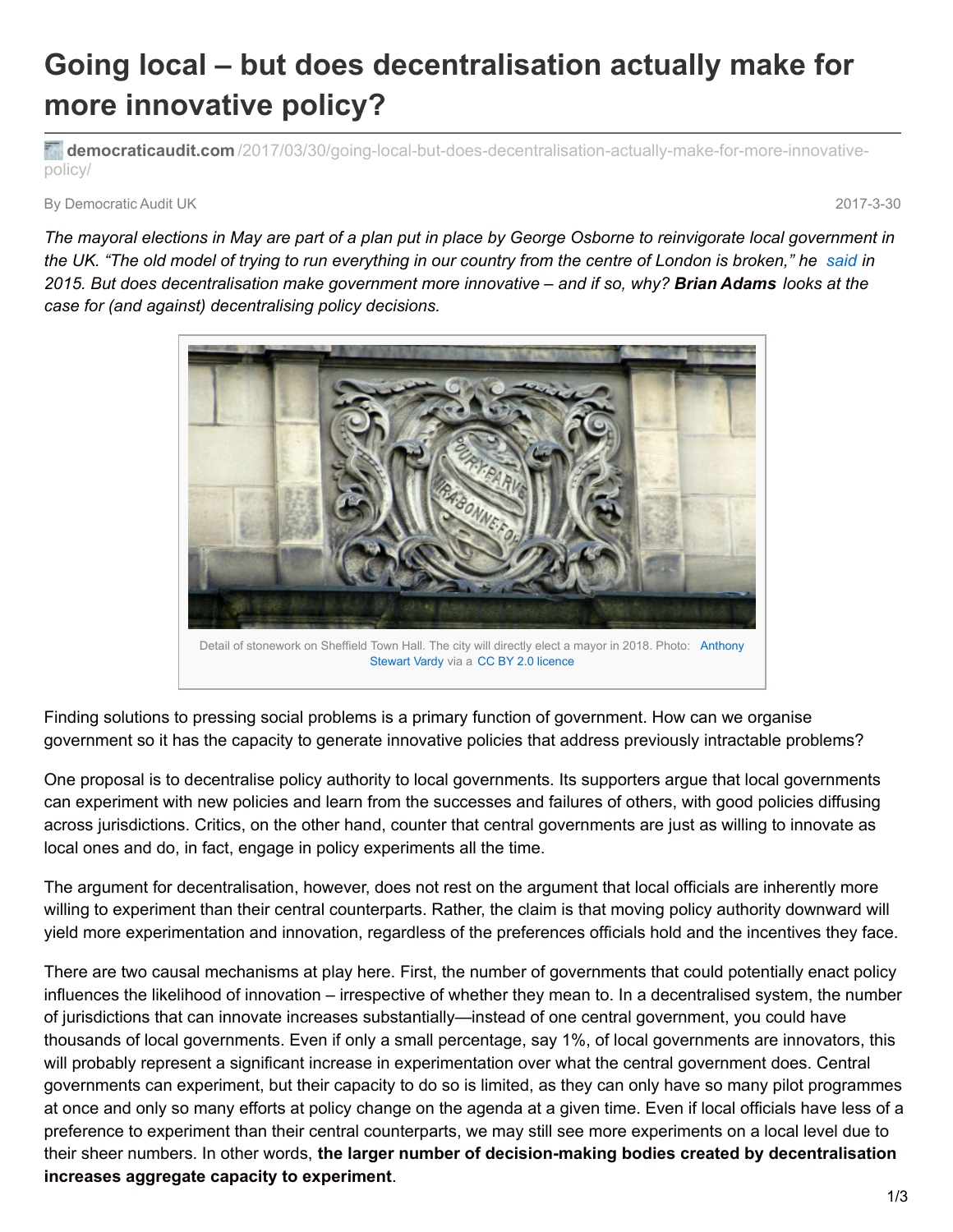# Going local – but does decentralisation actually make for more innovative policy?

**democraticaudit.com**/2017/03/30/going-local-but-does-decentralisation-actually-make-for-more-innovative-policy/

By Democratic Audit UK

2017-3-30

*The mayoral elections in May are part of a plan put in place by George Osborne to reinvigorate local government in the UK. "The old model of trying to run everything in our country from the centre of London is broken," he said in 2015. But does decentralisation make government more innovative – and if so, why? **Brian Adams** looks at the case for (and against) decentralising policy decisions.*

Detail of stonework on Sheffield Town Hall. The city will directly elect a mayor in 2018. Photo: Anthony Stewart Vardy via a CC BY 2.0 licence

Finding solutions to pressing social problems is a primary function of government. How can we organise government so it has the capacity to generate innovative policies that address previously intractable problems?

One proposal is to decentralise policy authority to local governments. Its supporters argue that local governments can experiment with new policies and learn from the successes and failures of others, with good policies diffusing across jurisdictions. Critics, on the other hand, counter that central governments are just as willing to innovate as local ones and do, in fact, engage in policy experiments all the time.

The argument for decentralisation, however, does not rest on the argument that local officials are inherently more willing to experiment than their central counterparts. Rather, the claim is that moving policy authority downward will yield more experimentation and innovation, regardless of the preferences officials hold and the incentives they face.

There are two causal mechanisms at play here. First, the number of governments that could potentially enact policy influences the likelihood of innovation – irrespective of whether they mean to. In a decentralised system, the number of jurisdictions that can innovate increases substantially—instead of one central government, you could have thousands of local governments. Even if only a small percentage, say 1%, of local governments are innovators, this will probably represent a significant increase in experimentation over what the central government does. Central governments can experiment, but their capacity to do so is limited, as they can only have so many pilot programmes at once and only so many efforts at policy change on the agenda at a given time. Even if local officials have less of a preference to experiment than their central counterparts, we may still see more experiments on a local level due to their sheer numbers. In other words, **the larger number of decision-making bodies created by decentralisation increases aggregate capacity to experiment**.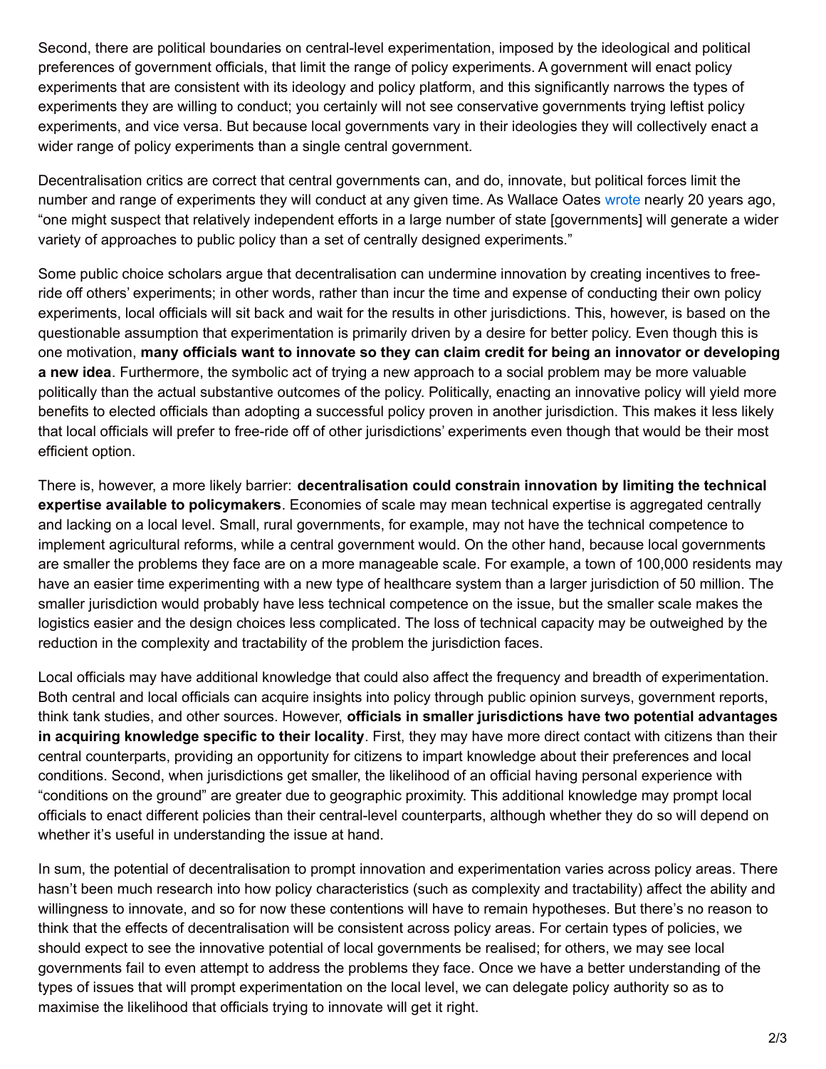Second, there are political boundaries on central-level experimentation, imposed by the ideological and political preferences of government officials, that limit the range of policy experiments. A government will enact policy experiments that are consistent with its ideology and policy platform, and this significantly narrows the types of experiments they are willing to conduct; you certainly will not see conservative governments trying leftist policy experiments, and vice versa. But because local governments vary in their ideologies they will collectively enact a wider range of policy experiments than a single central government.

Decentralisation critics are correct that central governments can, and do, innovate, but political forces limit the number and range of experiments they will conduct at any given time. As Wallace Oates wrote nearly 20 years ago, "one might suspect that relatively independent efforts in a large number of state [governments] will generate a wider variety of approaches to public policy than a set of centrally designed experiments."

Some public choice scholars argue that decentralisation can undermine innovation by creating incentives to free-ride off others' experiments; in other words, rather than incur the time and expense of conducting their own policy experiments, local officials will sit back and wait for the results in other jurisdictions. This, however, is based on the questionable assumption that experimentation is primarily driven by a desire for better policy. Even though this is one motivation, **many officials want to innovate so they can claim credit for being an innovator or developing a new idea**. Furthermore, the symbolic act of trying a new approach to a social problem may be more valuable politically than the actual substantive outcomes of the policy. Politically, enacting an innovative policy will yield more benefits to elected officials than adopting a successful policy proven in another jurisdiction. This makes it less likely that local officials will prefer to free-ride off of other jurisdictions' experiments even though that would be their most efficient option.

There is, however, a more likely barrier: **decentralisation could constrain innovation by limiting the technical expertise available to policymakers**. Economies of scale may mean technical expertise is aggregated centrally and lacking on a local level. Small, rural governments, for example, may not have the technical competence to implement agricultural reforms, while a central government would. On the other hand, because local governments are smaller the problems they face are on a more manageable scale. For example, a town of 100,000 residents may have an easier time experimenting with a new type of healthcare system than a larger jurisdiction of 50 million. The smaller jurisdiction would probably have less technical competence on the issue, but the smaller scale makes the logistics easier and the design choices less complicated. The loss of technical capacity may be outweighed by the reduction in the complexity and tractability of the problem the jurisdiction faces.

Local officials may have additional knowledge that could also affect the frequency and breadth of experimentation. Both central and local officials can acquire insights into policy through public opinion surveys, government reports, think tank studies, and other sources. However, **officials in smaller jurisdictions have two potential advantages in acquiring knowledge specific to their locality**. First, they may have more direct contact with citizens than their central counterparts, providing an opportunity for citizens to impart knowledge about their preferences and local conditions. Second, when jurisdictions get smaller, the likelihood of an official having personal experience with "conditions on the ground" are greater due to geographic proximity. This additional knowledge may prompt local officials to enact different policies than their central-level counterparts, although whether they do so will depend on whether it's useful in understanding the issue at hand.

In sum, the potential of decentralisation to prompt innovation and experimentation varies across policy areas. There hasn't been much research into how policy characteristics (such as complexity and tractability) affect the ability and willingness to innovate, and so for now these contentions will have to remain hypotheses. But there's no reason to think that the effects of decentralisation will be consistent across policy areas. For certain types of policies, we should expect to see the innovative potential of local governments be realised; for others, we may see local governments fail to even attempt to address the problems they face. Once we have a better understanding of the types of issues that will prompt experimentation on the local level, we can delegate policy authority so as to maximise the likelihood that officials trying to innovate will get it right.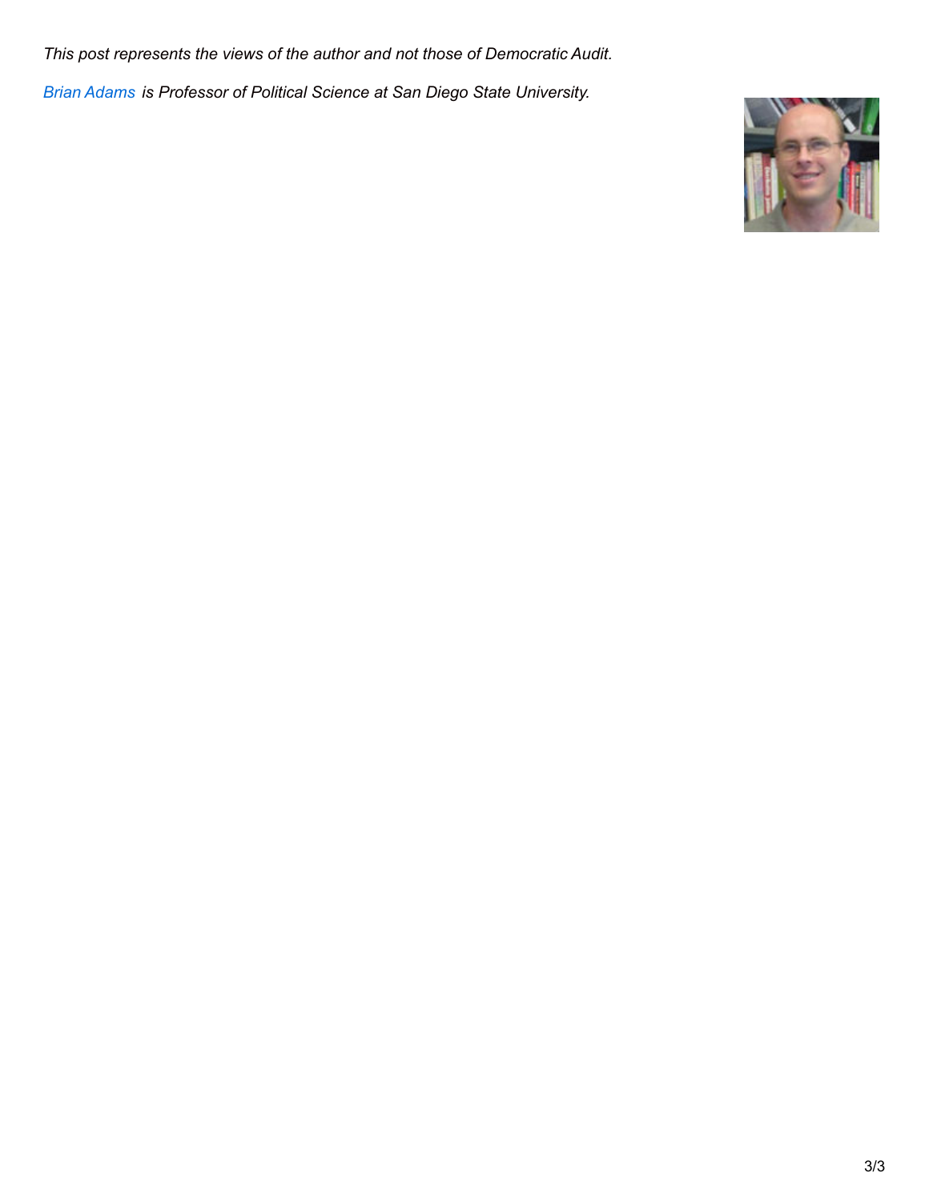*This post represents the views of the author and not those of Democratic Audit.*

*Brian Adams is Professor of Political Science at San Diego State University.*